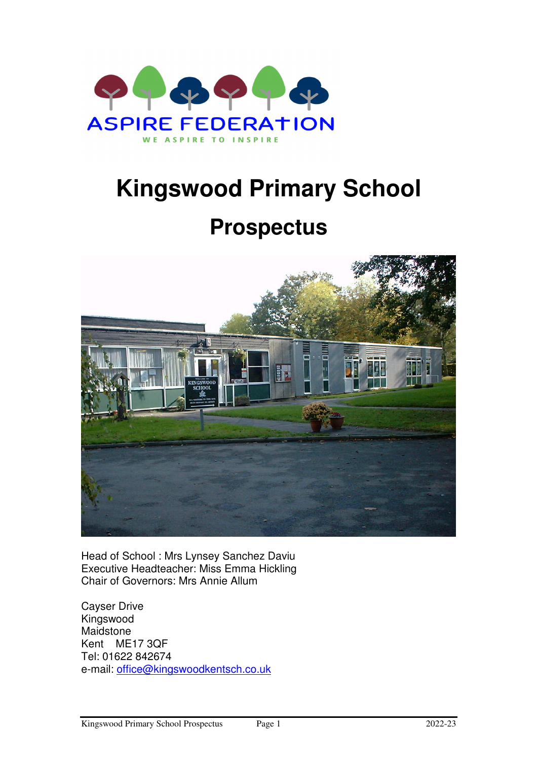ASPIRE FEDERATION

WE ASPIRE TO INSPIRE

# Kingswood Primary School

## Prospectus

Head of School : Mrs Lynsey Sanchez Daviu
Executive Headteacher: Miss Emma Hickling
Chair of Governors: Mrs Annie Allum

Cayser Drive
Kingswood
Maidstone
Kent ME17 3QF
Tel: 01622 842674
e-mail: office@kingswoodkentsch.co.uk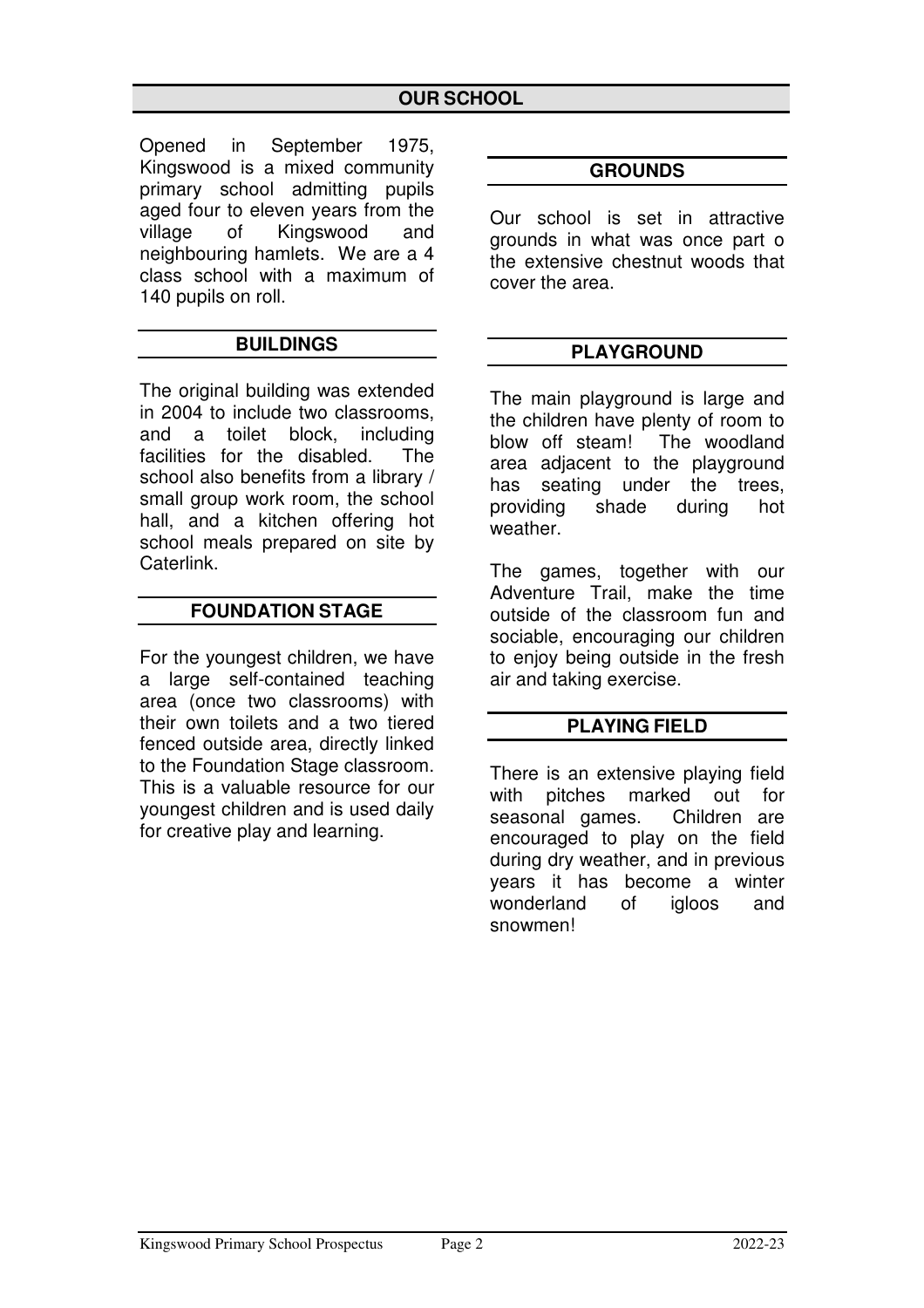# OUR SCHOOL

Opened in September 1975, Kingswood is a mixed community primary school admitting pupils aged four to eleven years from the village of Kingswood and neighbouring hamlets. We are a 4 class school with a maximum of 140 pupils on roll.

## BUILDINGS

The original building was extended in 2004 to include two classrooms, and a toilet block, including facilities for the disabled. The school also benefits from a library / small group work room, the school hall, and a kitchen offering hot school meals prepared on site by Caterlink.

## FOUNDATION STAGE

For the youngest children, we have a large self-contained teaching area (once two classrooms) with their own toilets and a two tiered fenced outside area, directly linked to the Foundation Stage classroom. This is a valuable resource for our youngest children and is used daily for creative play and learning.

## GROUNDS

Our school is set in attractive grounds in what was once part o the extensive chestnut woods that cover the area.

## PLAYGROUND

The main playground is large and the children have plenty of room to blow off steam! The woodland area adjacent to the playground has seating under the trees, providing shade during hot weather.

The games, together with our Adventure Trail, make the time outside of the classroom fun and sociable, encouraging our children to enjoy being outside in the fresh air and taking exercise.

## PLAYING FIELD

There is an extensive playing field with pitches marked out for seasonal games. Children are encouraged to play on the field during dry weather, and in previous years it has become a winter wonderland of igloos and snowmen!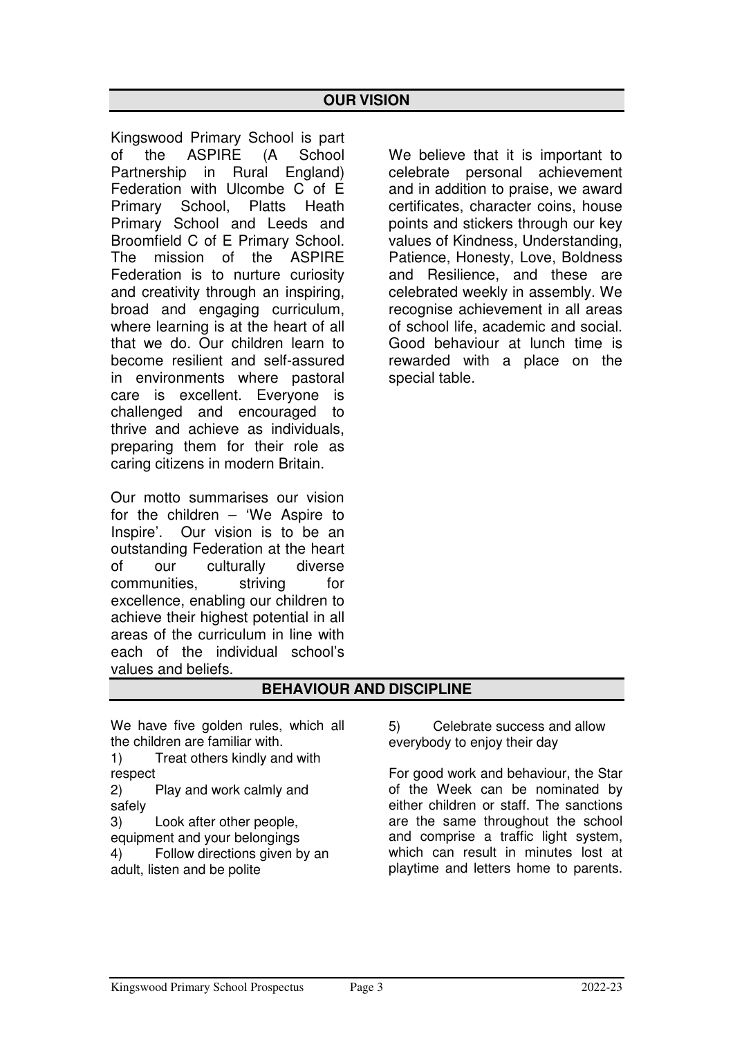## OUR VISION

Kingswood Primary School is part of the ASPIRE (A School Partnership in Rural England) Federation with Ulcombe C of E Primary School, Platts Heath Primary School and Leeds and Broomfield C of E Primary School. The mission of the ASPIRE Federation is to nurture curiosity and creativity through an inspiring, broad and engaging curriculum, where learning is at the heart of all that we do. Our children learn to become resilient and self-assured in environments where pastoral care is excellent. Everyone is challenged and encouraged to thrive and achieve as individuals, preparing them for their role as caring citizens in modern Britain.

Our motto summarises our vision for the children – 'We Aspire to Inspire'. Our vision is to be an outstanding Federation at the heart of our culturally diverse communities, striving for excellence, enabling our children to achieve their highest potential in all areas of the curriculum in line with each of the individual school's values and beliefs.

We believe that it is important to celebrate personal achievement and in addition to praise, we award certificates, character coins, house points and stickers through our key values of Kindness, Understanding, Patience, Honesty, Love, Boldness and Resilience, and these are celebrated weekly in assembly. We recognise achievement in all areas of school life, academic and social. Good behaviour at lunch time is rewarded with a place on the special table.

## BEHAVIOUR AND DISCIPLINE

We have five golden rules, which all the children are familiar with.

1) Treat others kindly and with respect
2) Play and work calmly and safely
3) Look after other people, equipment and your belongings
4) Follow directions given by an adult, listen and be polite
5) Celebrate success and allow everybody to enjoy their day

For good work and behaviour, the Star of the Week can be nominated by either children or staff. The sanctions are the same throughout the school and comprise a traffic light system, which can result in minutes lost at playtime and letters home to parents.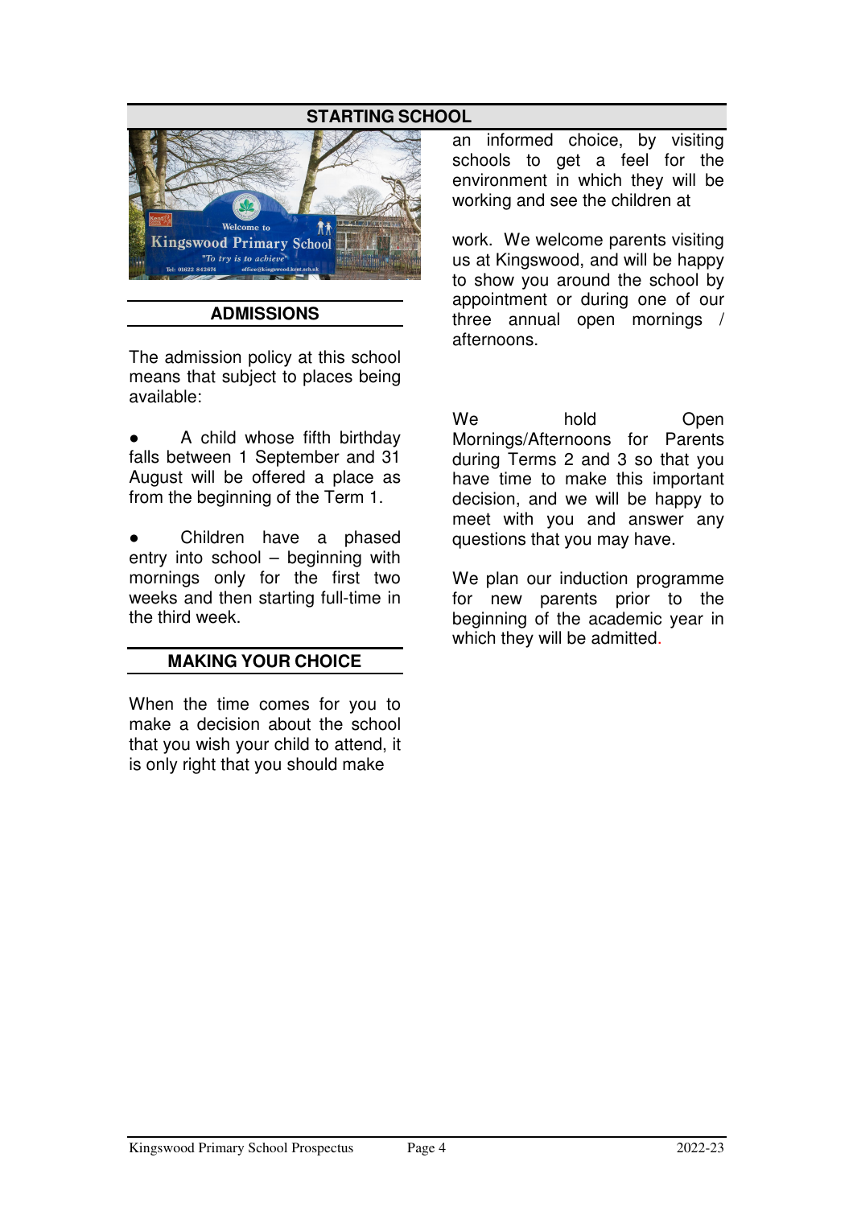## STARTING SCHOOL

### ADMISSIONS

The admission policy at this school means that subject to places being available:

- A child whose fifth birthday falls between 1 September and 31 August will be offered a place as from the beginning of the Term 1.

- Children have a phased entry into school – beginning with mornings only for the first two weeks and then starting full-time in the third week.

### MAKING YOUR CHOICE

When the time comes for you to make a decision about the school that you wish your child to attend, it is only right that you should make an informed choice, by visiting schools to get a feel for the environment in which they will be working and see the children at work. We welcome parents visiting us at Kingswood, and will be happy to show you around the school by appointment or during one of our three annual open mornings / afternoons.

We hold Open Mornings/Afternoons for Parents during Terms 2 and 3 so that you have time to make this important decision, and we will be happy to meet with you and answer any questions that you may have.

We plan our induction programme for new parents prior to the beginning of the academic year in which they will be admitted.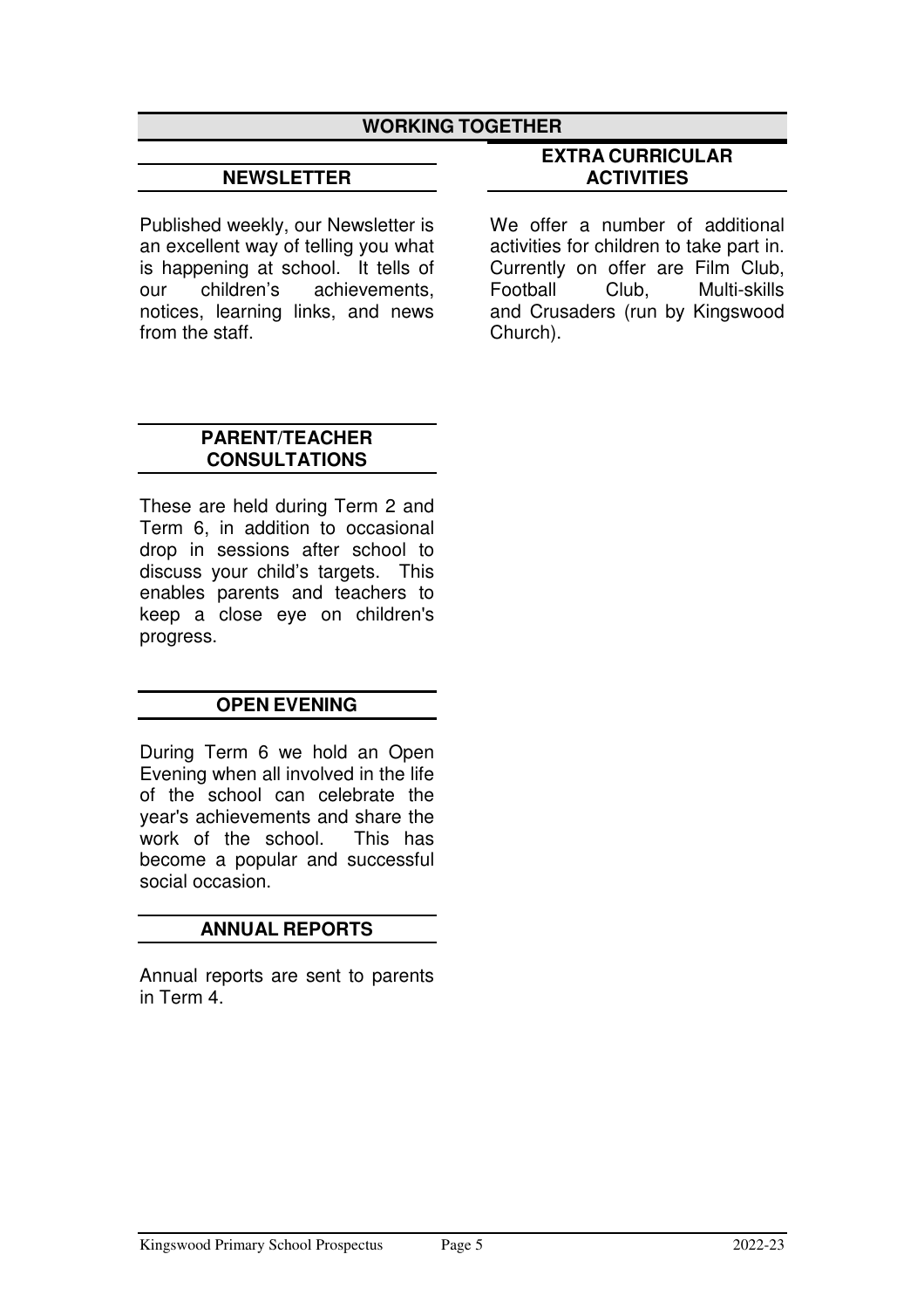## WORKING TOGETHER

### NEWSLETTER

Published weekly, our Newsletter is an excellent way of telling you what is happening at school. It tells of our children's achievements, notices, learning links, and news from the staff.

### PARENT/TEACHER CONSULTATIONS

These are held during Term 2 and Term 6, in addition to occasional drop in sessions after school to discuss your child's targets. This enables parents and teachers to keep a close eye on children's progress.

### OPEN EVENING

During Term 6 we hold an Open Evening when all involved in the life of the school can celebrate the year's achievements and share the work of the school. This has become a popular and successful social occasion.

### ANNUAL REPORTS

Annual reports are sent to parents in Term 4.

### EXTRA CURRICULAR ACTIVITIES

We offer a number of additional activities for children to take part in. Currently on offer are Film Club, Football Club, Multi-skills and Crusaders (run by Kingswood Church).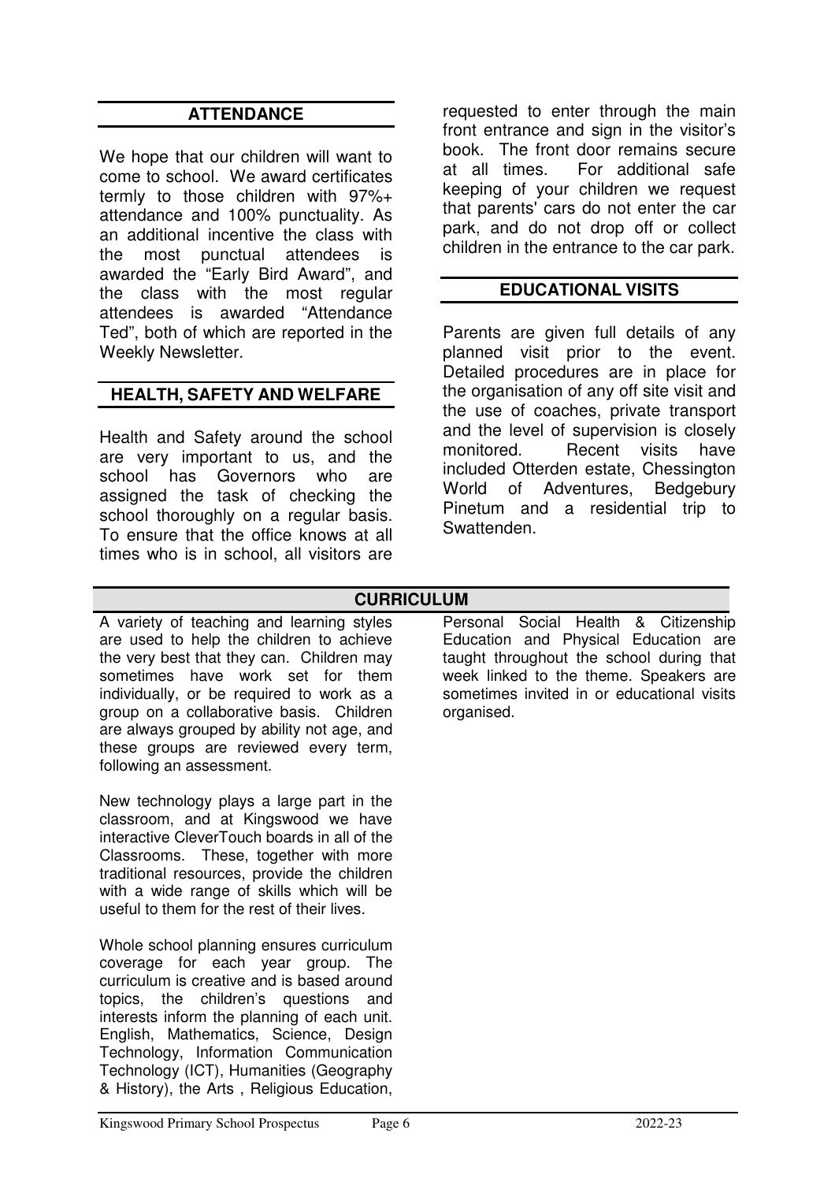## ATTENDANCE

We hope that our children will want to come to school. We award certificates termly to those children with 97%+ attendance and 100% punctuality. As an additional incentive the class with the most punctual attendees is awarded the "Early Bird Award", and the class with the most regular attendees is awarded "Attendance Ted", both of which are reported in the Weekly Newsletter.

## HEALTH, SAFETY AND WELFARE

Health and Safety around the school are very important to us, and the school has Governors who are assigned the task of checking the school thoroughly on a regular basis. To ensure that the office knows at all times who is in school, all visitors are requested to enter through the main front entrance and sign in the visitor's book. The front door remains secure at all times. For additional safe keeping of your children we request that parents' cars do not enter the car park, and do not drop off or collect children in the entrance to the car park.

## EDUCATIONAL VISITS

Parents are given full details of any planned visit prior to the event. Detailed procedures are in place for the organisation of any off site visit and the use of coaches, private transport and the level of supervision is closely monitored. Recent visits have included Otterden estate, Chessington World of Adventures, Bedgebury Pinetum and a residential trip to Swattenden.

## CURRICULUM

A variety of teaching and learning styles are used to help the children to achieve the very best that they can. Children may sometimes have work set for them individually, or be required to work as a group on a collaborative basis. Children are always grouped by ability not age, and these groups are reviewed every term, following an assessment.

New technology plays a large part in the classroom, and at Kingswood we have interactive CleverTouch boards in all of the Classrooms. These, together with more traditional resources, provide the children with a wide range of skills which will be useful to them for the rest of their lives.

Whole school planning ensures curriculum coverage for each year group. The curriculum is creative and is based around topics, the children's questions and interests inform the planning of each unit. English, Mathematics, Science, Design Technology, Information Communication Technology (ICT), Humanities (Geography & History), the Arts , Religious Education, Personal Social Health & Citizenship Education and Physical Education are taught throughout the school during that week linked to the theme. Speakers are sometimes invited in or educational visits organised.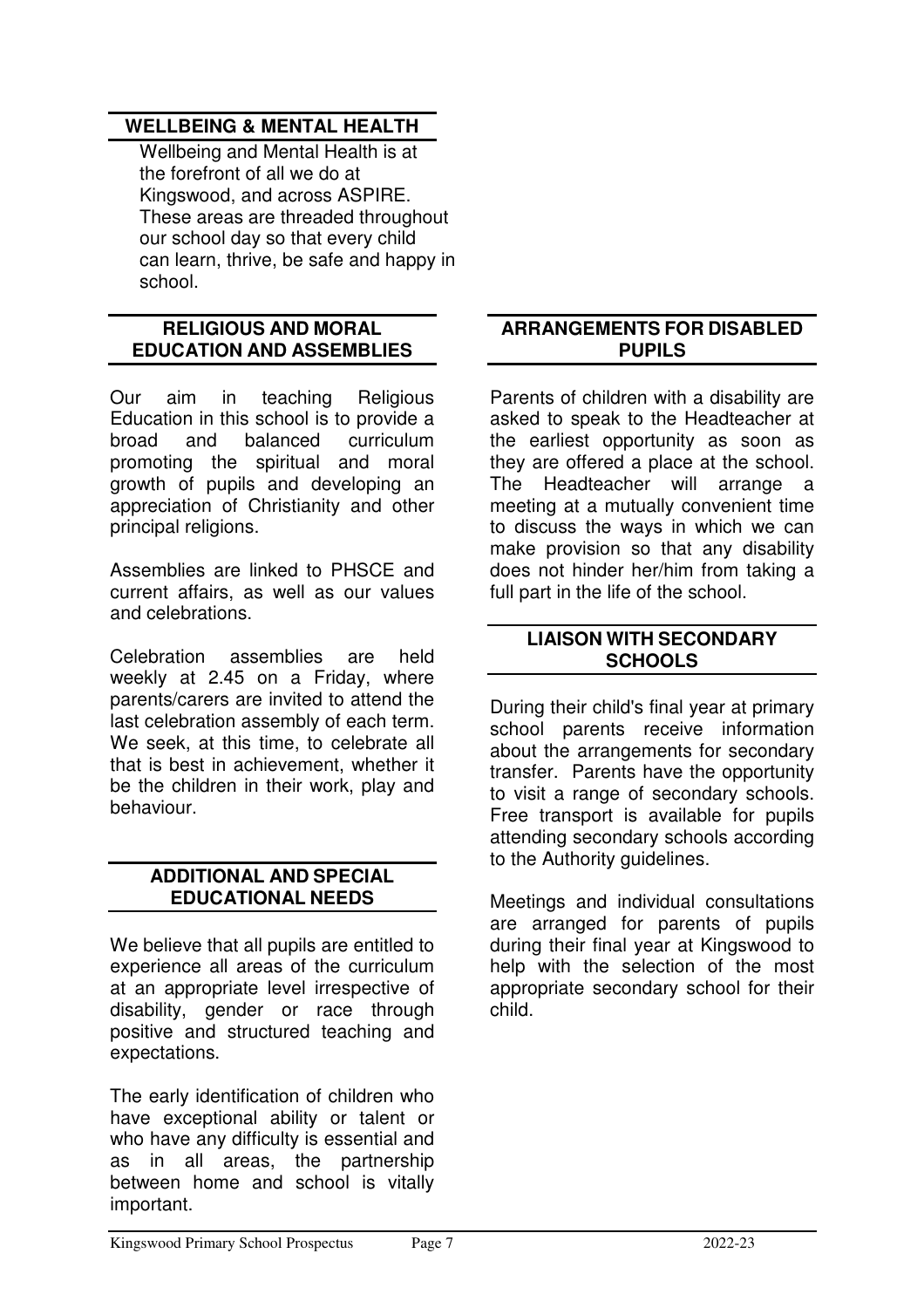## WELLBEING & MENTAL HEALTH

Wellbeing and Mental Health is at the forefront of all we do at Kingswood, and across ASPIRE. These areas are threaded throughout our school day so that every child can learn, thrive, be safe and happy in school.

## RELIGIOUS AND MORAL EDUCATION AND ASSEMBLIES

Our aim in teaching Religious Education in this school is to provide a broad and balanced curriculum promoting the spiritual and moral growth of pupils and developing an appreciation of Christianity and other principal religions.

Assemblies are linked to PHSCE and current affairs, as well as our values and celebrations.

Celebration assemblies are held weekly at 2.45 on a Friday, where parents/carers are invited to attend the last celebration assembly of each term. We seek, at this time, to celebrate all that is best in achievement, whether it be the children in their work, play and behaviour.

## ADDITIONAL AND SPECIAL EDUCATIONAL NEEDS

We believe that all pupils are entitled to experience all areas of the curriculum at an appropriate level irrespective of disability, gender or race through positive and structured teaching and expectations.

The early identification of children who have exceptional ability or talent or who have any difficulty is essential and as in all areas, the partnership between home and school is vitally important.

## ARRANGEMENTS FOR DISABLED PUPILS

Parents of children with a disability are asked to speak to the Headteacher at the earliest opportunity as soon as they are offered a place at the school. The Headteacher will arrange a meeting at a mutually convenient time to discuss the ways in which we can make provision so that any disability does not hinder her/him from taking a full part in the life of the school.

## LIAISON WITH SECONDARY SCHOOLS

During their child's final year at primary school parents receive information about the arrangements for secondary transfer. Parents have the opportunity to visit a range of secondary schools. Free transport is available for pupils attending secondary schools according to the Authority guidelines.

Meetings and individual consultations are arranged for parents of pupils during their final year at Kingswood to help with the selection of the most appropriate secondary school for their child.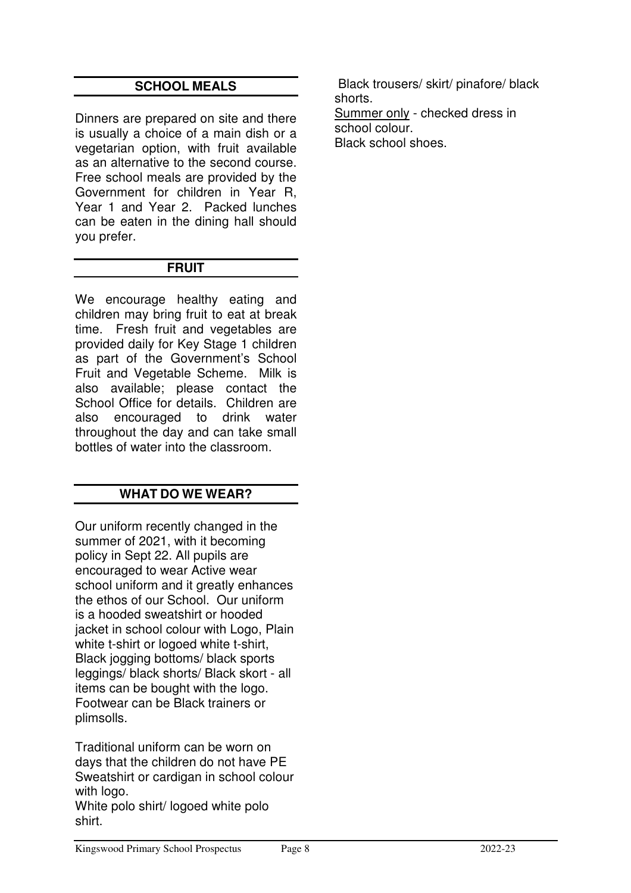## SCHOOL MEALS

Dinners are prepared on site and there is usually a choice of a main dish or a vegetarian option, with fruit available as an alternative to the second course. Free school meals are provided by the Government for children in Year R, Year 1 and Year 2. Packed lunches can be eaten in the dining hall should you prefer.

## FRUIT

We encourage healthy eating and children may bring fruit to eat at break time. Fresh fruit and vegetables are provided daily for Key Stage 1 children as part of the Government's School Fruit and Vegetable Scheme. Milk is also available; please contact the School Office for details. Children are also encouraged to drink water throughout the day and can take small bottles of water into the classroom.

## WHAT DO WE WEAR?

Our uniform recently changed in the summer of 2021, with it becoming policy in Sept 22. All pupils are encouraged to wear Active wear school uniform and it greatly enhances the ethos of our School. Our uniform is a hooded sweatshirt or hooded jacket in school colour with Logo, Plain white t-shirt or logoed white t-shirt, Black jogging bottoms/ black sports leggings/ black shorts/ Black skort - all items can be bought with the logo. Footwear can be Black trainers or plimsolls.

Traditional uniform can be worn on days that the children do not have PE
Sweatshirt or cardigan in school colour with logo.
White polo shirt/ logoed white polo shirt.
Black trousers/ skirt/ pinafore/ black shorts.
Summer only - checked dress in school colour.
Black school shoes.